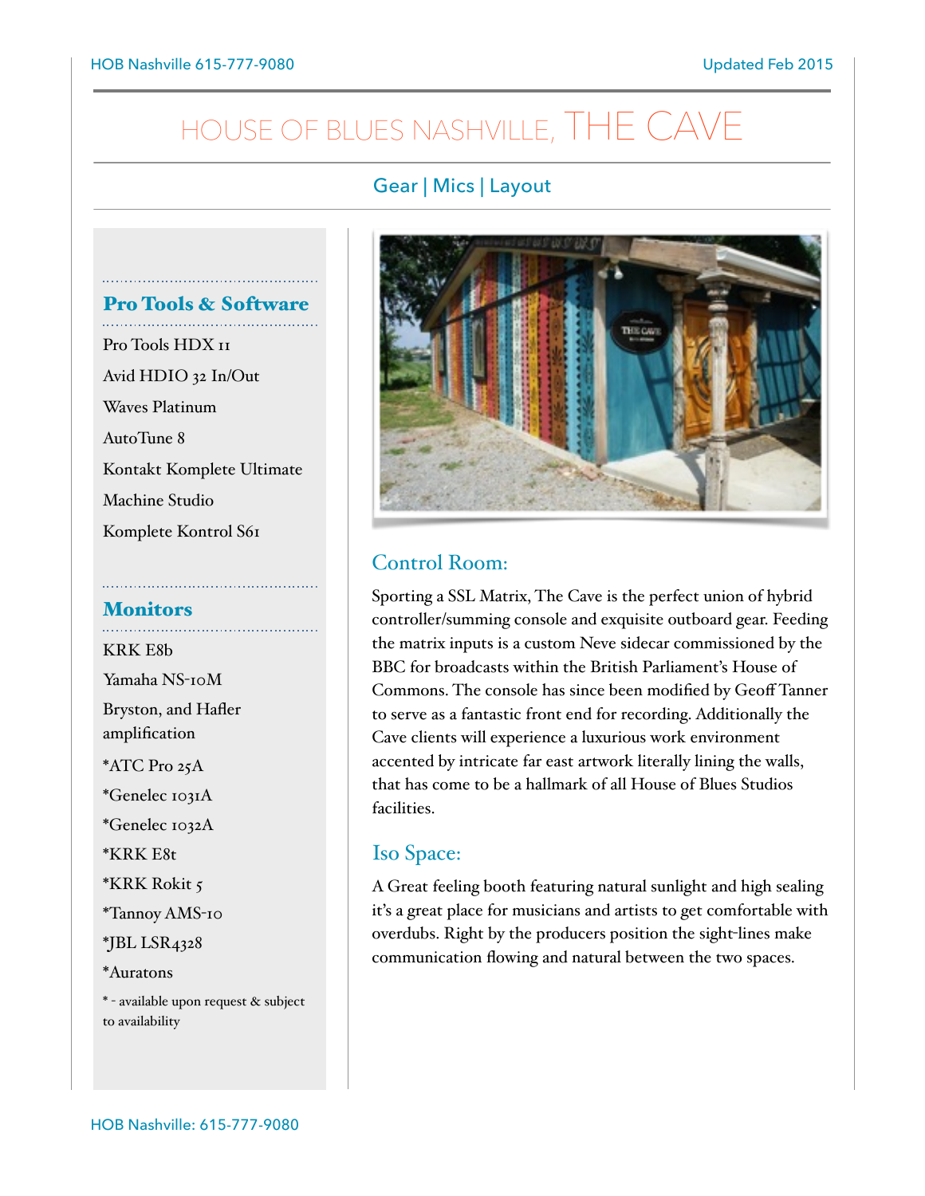# HOUSE OF BLUES NASHVILLE, THE CAVE

## Gear | Mics | Layout

### Pro Tools & Software

Pro Tools HDX 11

Avid HDIO 32 In/Out

Waves Platinum

AutoTune 8

Kontakt Komplete Ultimate

Machine Studio

Komplete Kontrol S61

### Monitors

KRK E8b

Yamaha NS-10M

Bryston, and Hafler amplification

*ATC Pro 25A

*Genelec 1031A

*Genelec 1032A

*KRK E8t

*KRK Rokit 5

*Tannoy AMS-10

*JBL LSR4328

*Auratons

* - available upon request & subject to availability

### Control Room:

Sporting a SSL Matrix, The Cave is the perfect union of hybrid controller/summing console and exquisite outboard gear. Feeding the matrix inputs is a custom Neve sidecar commissioned by the BBC for broadcasts within the British Parliament's House of Commons. The console has since been modified by Geoff Tanner to serve as a fantastic front end for recording. Additionally the Cave clients will experience a luxurious work environment accented by intricate far east artwork literally lining the walls, that has come to be a hallmark of all House of Blues Studios facilities.

### Iso Space:

A Great feeling booth featuring natural sunlight and high sealing it's a great place for musicians and artists to get comfortable with overdubs. Right by the producers position the sight-lines make communication flowing and natural between the two spaces.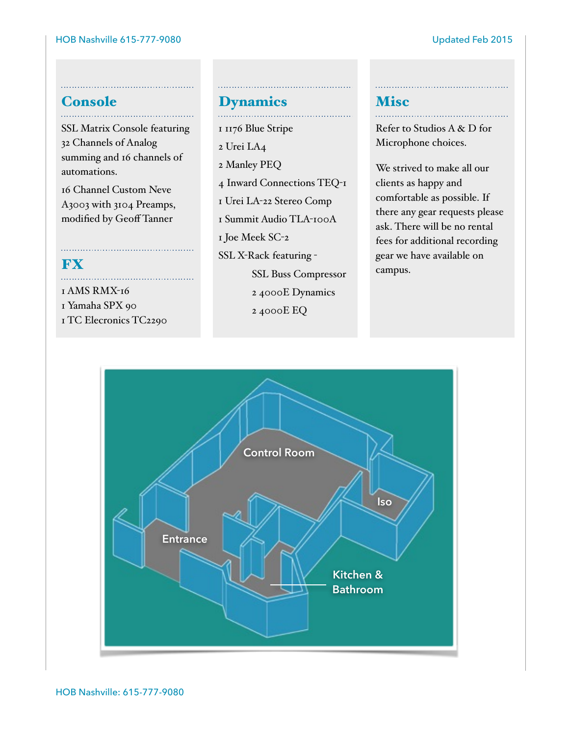## Console

SSL Matrix Console featuring 32 Channels of Analog summing and 16 channels of automations.

16 Channel Custom Neve A3003 with 3104 Preamps, modified by Geoff Tanner

## FX

1 AMS RMX-16
1 Yamaha SPX 90
1 TC Elecronics TC2290

## Dynamics

1 1176 Blue Stripe
2 Urei LA4
2 Manley PEQ
4 Inward Connections TEQ-1
1 Urei LA-22 Stereo Comp
1 Summit Audio TLA-100A
1 Joe Meek SC-2
SSL X-Rack featuring -
SSL Buss Compressor
2 4000E Dynamics
2 4000E EQ

## Misc

Refer to Studios A & D for Microphone choices.

We strived to make all our clients as happy and comfortable as possible. If there any gear requests please ask. There will be no rental fees for additional recording gear we have available on campus.

Control Room
Iso
Entrance
Kitchen & Bathroom